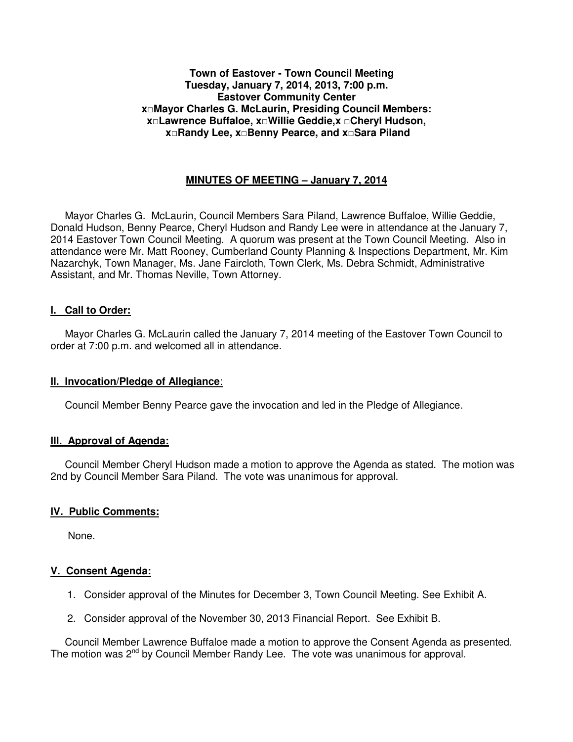**Town of Eastover - Town Council Meeting**
**Tuesday, January 7, 2014, 2013, 7:00 p.m.**
**Eastover Community Center**
**x□Mayor Charles G. McLaurin, Presiding Council Members:**
**x□Lawrence Buffaloe, x□Willie Geddie,x □Cheryl Hudson,**
**x□Randy Lee, x□Benny Pearce, and x□Sara Piland**

## MINUTES OF MEETING – January 7, 2014

Mayor Charles G. McLaurin, Council Members Sara Piland, Lawrence Buffaloe, Willie Geddie, Donald Hudson, Benny Pearce, Cheryl Hudson and Randy Lee were in attendance at the January 7, 2014 Eastover Town Council Meeting. A quorum was present at the Town Council Meeting. Also in attendance were Mr. Matt Rooney, Cumberland County Planning & Inspections Department, Mr. Kim Nazarchyk, Town Manager, Ms. Jane Faircloth, Town Clerk, Ms. Debra Schmidt, Administrative Assistant, and Mr. Thomas Neville, Town Attorney.

### I. Call to Order:

Mayor Charles G. McLaurin called the January 7, 2014 meeting of the Eastover Town Council to order at 7:00 p.m. and welcomed all in attendance.

### II. Invocation/Pledge of Allegiance:

Council Member Benny Pearce gave the invocation and led in the Pledge of Allegiance.

### III. Approval of Agenda:

Council Member Cheryl Hudson made a motion to approve the Agenda as stated. The motion was 2nd by Council Member Sara Piland. The vote was unanimous for approval.

### IV. Public Comments:

None.

### V. Consent Agenda:

1. Consider approval of the Minutes for December 3, Town Council Meeting. See Exhibit A.
2. Consider approval of the November 30, 2013 Financial Report. See Exhibit B.

Council Member Lawrence Buffaloe made a motion to approve the Consent Agenda as presented. The motion was 2nd by Council Member Randy Lee. The vote was unanimous for approval.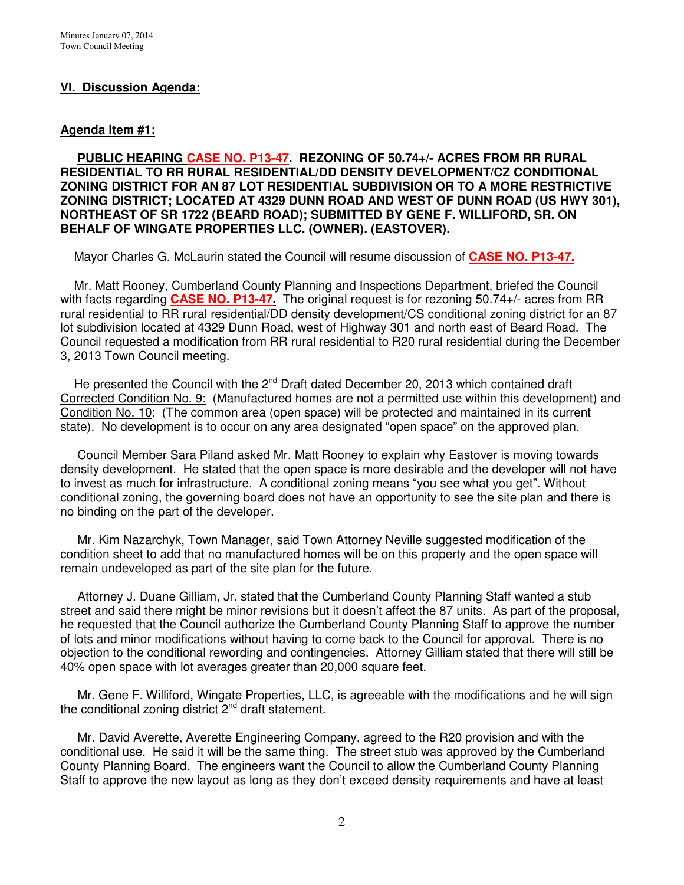## VI. Discussion Agenda:

### Agenda Item #1:

**PUBLIC HEARING CASE NO. P13-47. REZONING OF 50.74+/- ACRES FROM RR RURAL RESIDENTIAL TO RR RURAL RESIDENTIAL/DD DENSITY DEVELOPMENT/CZ CONDITIONAL ZONING DISTRICT FOR AN 87 LOT RESIDENTIAL SUBDIVISION OR TO A MORE RESTRICTIVE ZONING DISTRICT; LOCATED AT 4329 DUNN ROAD AND WEST OF DUNN ROAD (US HWY 301), NORTHEAST OF SR 1722 (BEARD ROAD); SUBMITTED BY GENE F. WILLIFORD, SR. ON BEHALF OF WINGATE PROPERTIES LLC. (OWNER). (EASTOVER).**

Mayor Charles G. McLaurin stated the Council will resume discussion of **CASE NO. P13-47.**

Mr. Matt Rooney, Cumberland County Planning and Inspections Department, briefed the Council with facts regarding **CASE NO. P13-47.** The original request is for rezoning 50.74+/- acres from RR rural residential to RR rural residential/DD density development/CS conditional zoning district for an 87 lot subdivision located at 4329 Dunn Road, west of Highway 301 and north east of Beard Road. The Council requested a modification from RR rural residential to R20 rural residential during the December 3, 2013 Town Council meeting.

He presented the Council with the 2nd Draft dated December 20, 2013 which contained draft Corrected Condition No. 9: (Manufactured homes are not a permitted use within this development) and Condition No. 10: (The common area (open space) will be protected and maintained in its current state). No development is to occur on any area designated "open space" on the approved plan.

Council Member Sara Piland asked Mr. Matt Rooney to explain why Eastover is moving towards density development. He stated that the open space is more desirable and the developer will not have to invest as much for infrastructure. A conditional zoning means "you see what you get". Without conditional zoning, the governing board does not have an opportunity to see the site plan and there is no binding on the part of the developer.

Mr. Kim Nazarchyk, Town Manager, said Town Attorney Neville suggested modification of the condition sheet to add that no manufactured homes will be on this property and the open space will remain undeveloped as part of the site plan for the future.

Attorney J. Duane Gilliam, Jr. stated that the Cumberland County Planning Staff wanted a stub street and said there might be minor revisions but it doesn't affect the 87 units. As part of the proposal, he requested that the Council authorize the Cumberland County Planning Staff to approve the number of lots and minor modifications without having to come back to the Council for approval. There is no objection to the conditional rewording and contingencies. Attorney Gilliam stated that there will still be 40% open space with lot averages greater than 20,000 square feet.

Mr. Gene F. Williford, Wingate Properties, LLC, is agreeable with the modifications and he will sign the conditional zoning district 2nd draft statement.

Mr. David Averette, Averette Engineering Company, agreed to the R20 provision and with the conditional use. He said it will be the same thing. The street stub was approved by the Cumberland County Planning Board. The engineers want the Council to allow the Cumberland County Planning Staff to approve the new layout as long as they don't exceed density requirements and have at least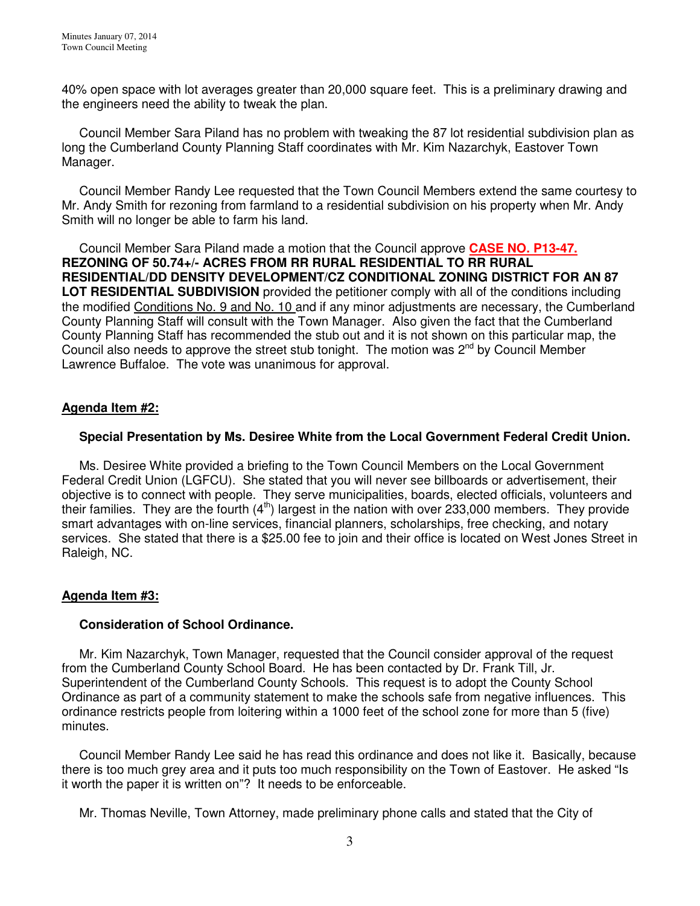40% open space with lot averages greater than 20,000 square feet. This is a preliminary drawing and the engineers need the ability to tweak the plan.

Council Member Sara Piland has no problem with tweaking the 87 lot residential subdivision plan as long the Cumberland County Planning Staff coordinates with Mr. Kim Nazarchyk, Eastover Town Manager.

Council Member Randy Lee requested that the Town Council Members extend the same courtesy to Mr. Andy Smith for rezoning from farmland to a residential subdivision on his property when Mr. Andy Smith will no longer be able to farm his land.

Council Member Sara Piland made a motion that the Council approve **CASE NO. P13-47. REZONING OF 50.74+/- ACRES FROM RR RURAL RESIDENTIAL TO RR RURAL RESIDENTIAL/DD DENSITY DEVELOPMENT/CZ CONDITIONAL ZONING DISTRICT FOR AN 87 LOT RESIDENTIAL SUBDIVISION** provided the petitioner comply with all of the conditions including the modified Conditions No. 9 and No. 10 and if any minor adjustments are necessary, the Cumberland County Planning Staff will consult with the Town Manager. Also given the fact that the Cumberland County Planning Staff has recommended the stub out and it is not shown on this particular map, the Council also needs to approve the street stub tonight. The motion was 2nd by Council Member Lawrence Buffaloe. The vote was unanimous for approval.

## Agenda Item #2:

### Special Presentation by Ms. Desiree White from the Local Government Federal Credit Union.

Ms. Desiree White provided a briefing to the Town Council Members on the Local Government Federal Credit Union (LGFCU). She stated that you will never see billboards or advertisement, their objective is to connect with people. They serve municipalities, boards, elected officials, volunteers and their families. They are the fourth (4th) largest in the nation with over 233,000 members. They provide smart advantages with on-line services, financial planners, scholarships, free checking, and notary services. She stated that there is a $25.00 fee to join and their office is located on West Jones Street in Raleigh, NC.

## Agenda Item #3:

### Consideration of School Ordinance.

Mr. Kim Nazarchyk, Town Manager, requested that the Council consider approval of the request from the Cumberland County School Board. He has been contacted by Dr. Frank Till, Jr. Superintendent of the Cumberland County Schools. This request is to adopt the County School Ordinance as part of a community statement to make the schools safe from negative influences. This ordinance restricts people from loitering within a 1000 feet of the school zone for more than 5 (five) minutes.

Council Member Randy Lee said he has read this ordinance and does not like it. Basically, because there is too much grey area and it puts too much responsibility on the Town of Eastover. He asked "Is it worth the paper it is written on"? It needs to be enforceable.

Mr. Thomas Neville, Town Attorney, made preliminary phone calls and stated that the City of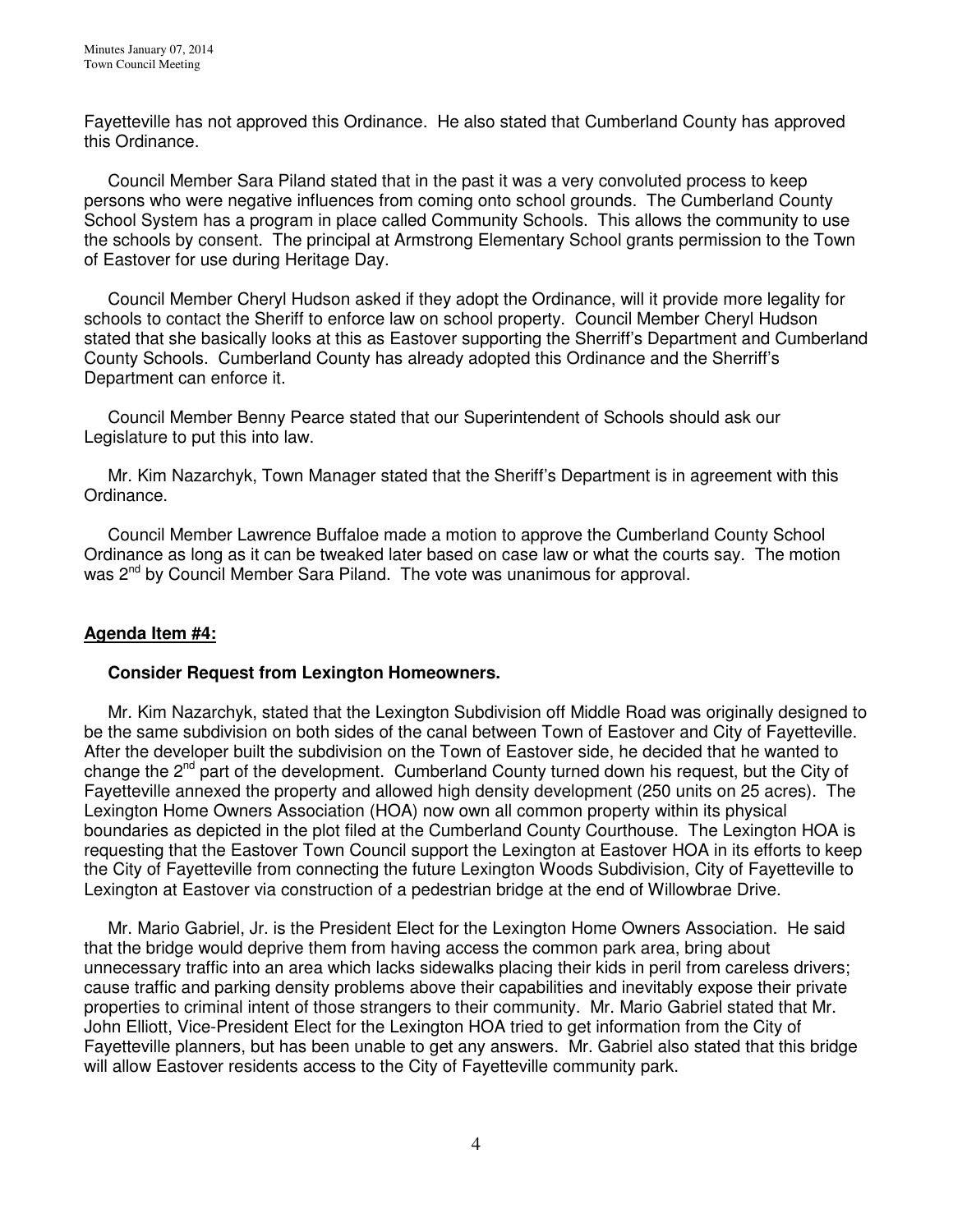Fayetteville has not approved this Ordinance. He also stated that Cumberland County has approved this Ordinance.

Council Member Sara Piland stated that in the past it was a very convoluted process to keep persons who were negative influences from coming onto school grounds. The Cumberland County School System has a program in place called Community Schools. This allows the community to use the schools by consent. The principal at Armstrong Elementary School grants permission to the Town of Eastover for use during Heritage Day.

Council Member Cheryl Hudson asked if they adopt the Ordinance, will it provide more legality for schools to contact the Sheriff to enforce law on school property. Council Member Cheryl Hudson stated that she basically looks at this as Eastover supporting the Sherriff's Department and Cumberland County Schools. Cumberland County has already adopted this Ordinance and the Sherriff's Department can enforce it.

Council Member Benny Pearce stated that our Superintendent of Schools should ask our Legislature to put this into law.

Mr. Kim Nazarchyk, Town Manager stated that the Sheriff's Department is in agreement with this Ordinance.

Council Member Lawrence Buffaloe made a motion to approve the Cumberland County School Ordinance as long as it can be tweaked later based on case law or what the courts say. The motion was 2nd by Council Member Sara Piland. The vote was unanimous for approval.

**Agenda Item #4:**

**Consider Request from Lexington Homeowners.**

Mr. Kim Nazarchyk, stated that the Lexington Subdivision off Middle Road was originally designed to be the same subdivision on both sides of the canal between Town of Eastover and City of Fayetteville. After the developer built the subdivision on the Town of Eastover side, he decided that he wanted to change the 2nd part of the development. Cumberland County turned down his request, but the City of Fayetteville annexed the property and allowed high density development (250 units on 25 acres). The Lexington Home Owners Association (HOA) now own all common property within its physical boundaries as depicted in the plot filed at the Cumberland County Courthouse. The Lexington HOA is requesting that the Eastover Town Council support the Lexington at Eastover HOA in its efforts to keep the City of Fayetteville from connecting the future Lexington Woods Subdivision, City of Fayetteville to Lexington at Eastover via construction of a pedestrian bridge at the end of Willowbrae Drive.

Mr. Mario Gabriel, Jr. is the President Elect for the Lexington Home Owners Association. He said that the bridge would deprive them from having access the common park area, bring about unnecessary traffic into an area which lacks sidewalks placing their kids in peril from careless drivers; cause traffic and parking density problems above their capabilities and inevitably expose their private properties to criminal intent of those strangers to their community. Mr. Mario Gabriel stated that Mr. John Elliott, Vice-President Elect for the Lexington HOA tried to get information from the City of Fayetteville planners, but has been unable to get any answers. Mr. Gabriel also stated that this bridge will allow Eastover residents access to the City of Fayetteville community park.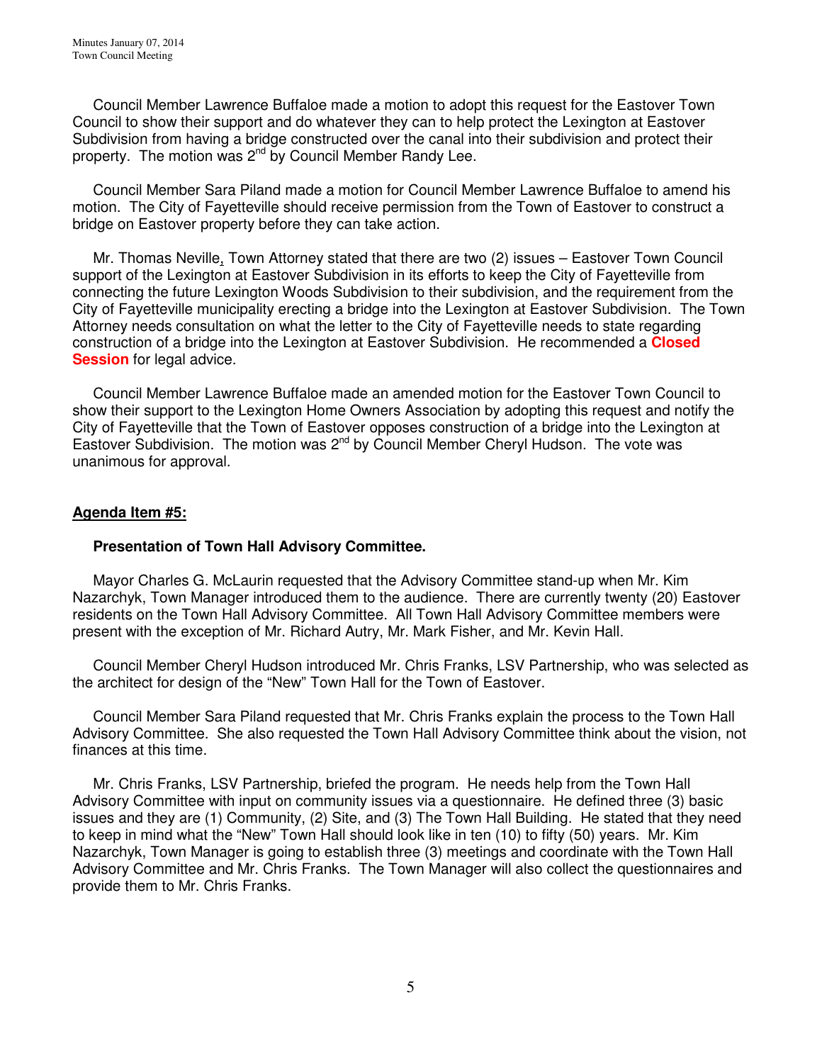Council Member Lawrence Buffaloe made a motion to adopt this request for the Eastover Town Council to show their support and do whatever they can to help protect the Lexington at Eastover Subdivision from having a bridge constructed over the canal into their subdivision and protect their property. The motion was 2nd by Council Member Randy Lee.

Council Member Sara Piland made a motion for Council Member Lawrence Buffaloe to amend his motion. The City of Fayetteville should receive permission from the Town of Eastover to construct a bridge on Eastover property before they can take action.

Mr. Thomas Neville, Town Attorney stated that there are two (2) issues – Eastover Town Council support of the Lexington at Eastover Subdivision in its efforts to keep the City of Fayetteville from connecting the future Lexington Woods Subdivision to their subdivision, and the requirement from the City of Fayetteville municipality erecting a bridge into the Lexington at Eastover Subdivision. The Town Attorney needs consultation on what the letter to the City of Fayetteville needs to state regarding construction of a bridge into the Lexington at Eastover Subdivision. He recommended a **Closed Session** for legal advice.

Council Member Lawrence Buffaloe made an amended motion for the Eastover Town Council to show their support to the Lexington Home Owners Association by adopting this request and notify the City of Fayetteville that the Town of Eastover opposes construction of a bridge into the Lexington at Eastover Subdivision. The motion was 2nd by Council Member Cheryl Hudson. The vote was unanimous for approval.

## Agenda Item #5:

### Presentation of Town Hall Advisory Committee.

Mayor Charles G. McLaurin requested that the Advisory Committee stand-up when Mr. Kim Nazarchyk, Town Manager introduced them to the audience. There are currently twenty (20) Eastover residents on the Town Hall Advisory Committee. All Town Hall Advisory Committee members were present with the exception of Mr. Richard Autry, Mr. Mark Fisher, and Mr. Kevin Hall.

Council Member Cheryl Hudson introduced Mr. Chris Franks, LSV Partnership, who was selected as the architect for design of the "New" Town Hall for the Town of Eastover.

Council Member Sara Piland requested that Mr. Chris Franks explain the process to the Town Hall Advisory Committee. She also requested the Town Hall Advisory Committee think about the vision, not finances at this time.

Mr. Chris Franks, LSV Partnership, briefed the program. He needs help from the Town Hall Advisory Committee with input on community issues via a questionnaire. He defined three (3) basic issues and they are (1) Community, (2) Site, and (3) The Town Hall Building. He stated that they need to keep in mind what the "New" Town Hall should look like in ten (10) to fifty (50) years. Mr. Kim Nazarchyk, Town Manager is going to establish three (3) meetings and coordinate with the Town Hall Advisory Committee and Mr. Chris Franks. The Town Manager will also collect the questionnaires and provide them to Mr. Chris Franks.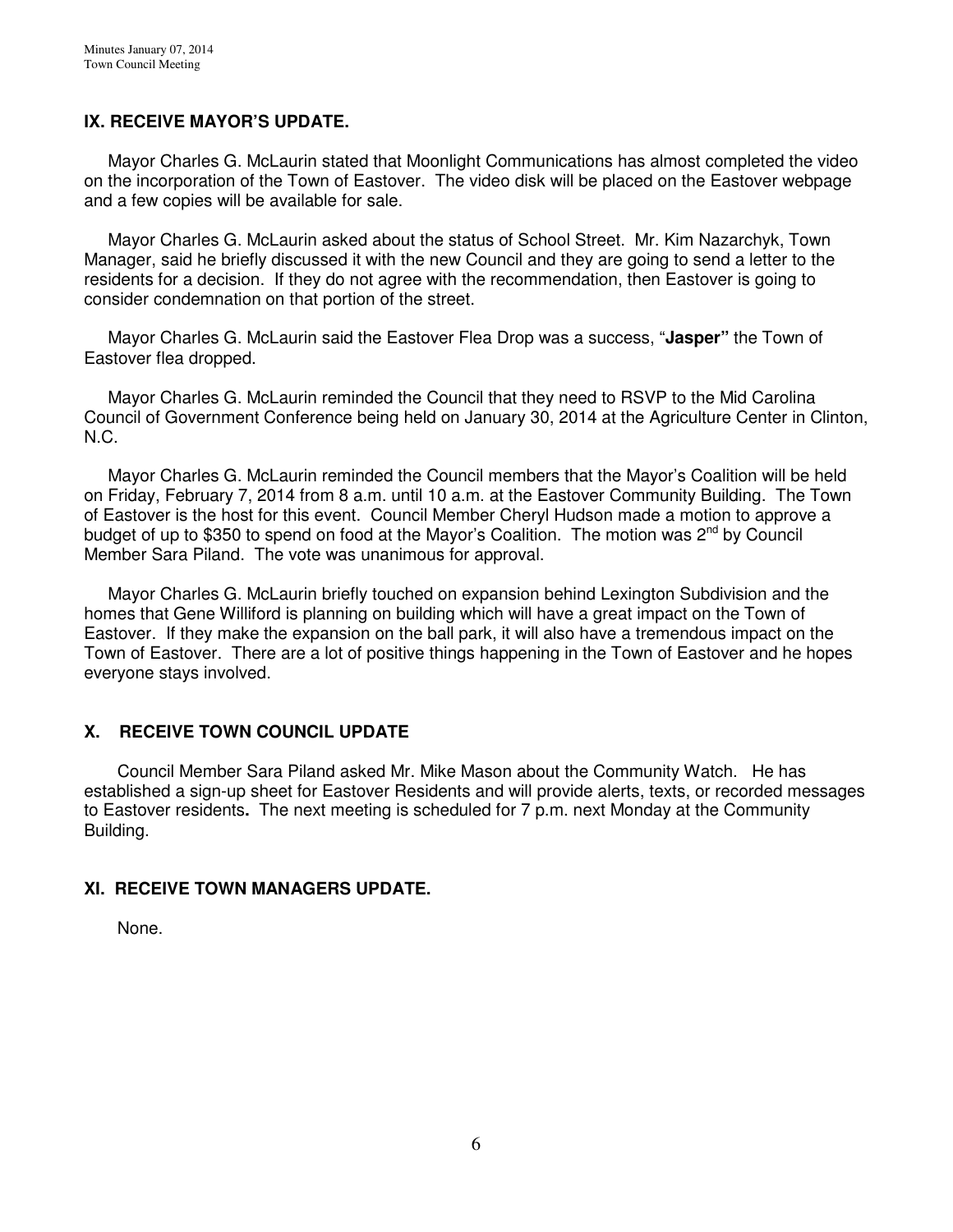## IX. RECEIVE MAYOR'S UPDATE.

Mayor Charles G. McLaurin stated that Moonlight Communications has almost completed the video on the incorporation of the Town of Eastover. The video disk will be placed on the Eastover webpage and a few copies will be available for sale.

Mayor Charles G. McLaurin asked about the status of School Street. Mr. Kim Nazarchyk, Town Manager, said he briefly discussed it with the new Council and they are going to send a letter to the residents for a decision. If they do not agree with the recommendation, then Eastover is going to consider condemnation on that portion of the street.

Mayor Charles G. McLaurin said the Eastover Flea Drop was a success, "**Jasper"** the Town of Eastover flea dropped.

Mayor Charles G. McLaurin reminded the Council that they need to RSVP to the Mid Carolina Council of Government Conference being held on January 30, 2014 at the Agriculture Center in Clinton, N.C.

Mayor Charles G. McLaurin reminded the Council members that the Mayor's Coalition will be held on Friday, February 7, 2014 from 8 a.m. until 10 a.m. at the Eastover Community Building. The Town of Eastover is the host for this event. Council Member Cheryl Hudson made a motion to approve a budget of up to $350 to spend on food at the Mayor's Coalition. The motion was 2nd by Council Member Sara Piland. The vote was unanimous for approval.

Mayor Charles G. McLaurin briefly touched on expansion behind Lexington Subdivision and the homes that Gene Williford is planning on building which will have a great impact on the Town of Eastover. If they make the expansion on the ball park, it will also have a tremendous impact on the Town of Eastover. There are a lot of positive things happening in the Town of Eastover and he hopes everyone stays involved.

## X. RECEIVE TOWN COUNCIL UPDATE

Council Member Sara Piland asked Mr. Mike Mason about the Community Watch. He has established a sign-up sheet for Eastover Residents and will provide alerts, texts, or recorded messages to Eastover residents**.** The next meeting is scheduled for 7 p.m. next Monday at the Community Building.

## XI. RECEIVE TOWN MANAGERS UPDATE.

None.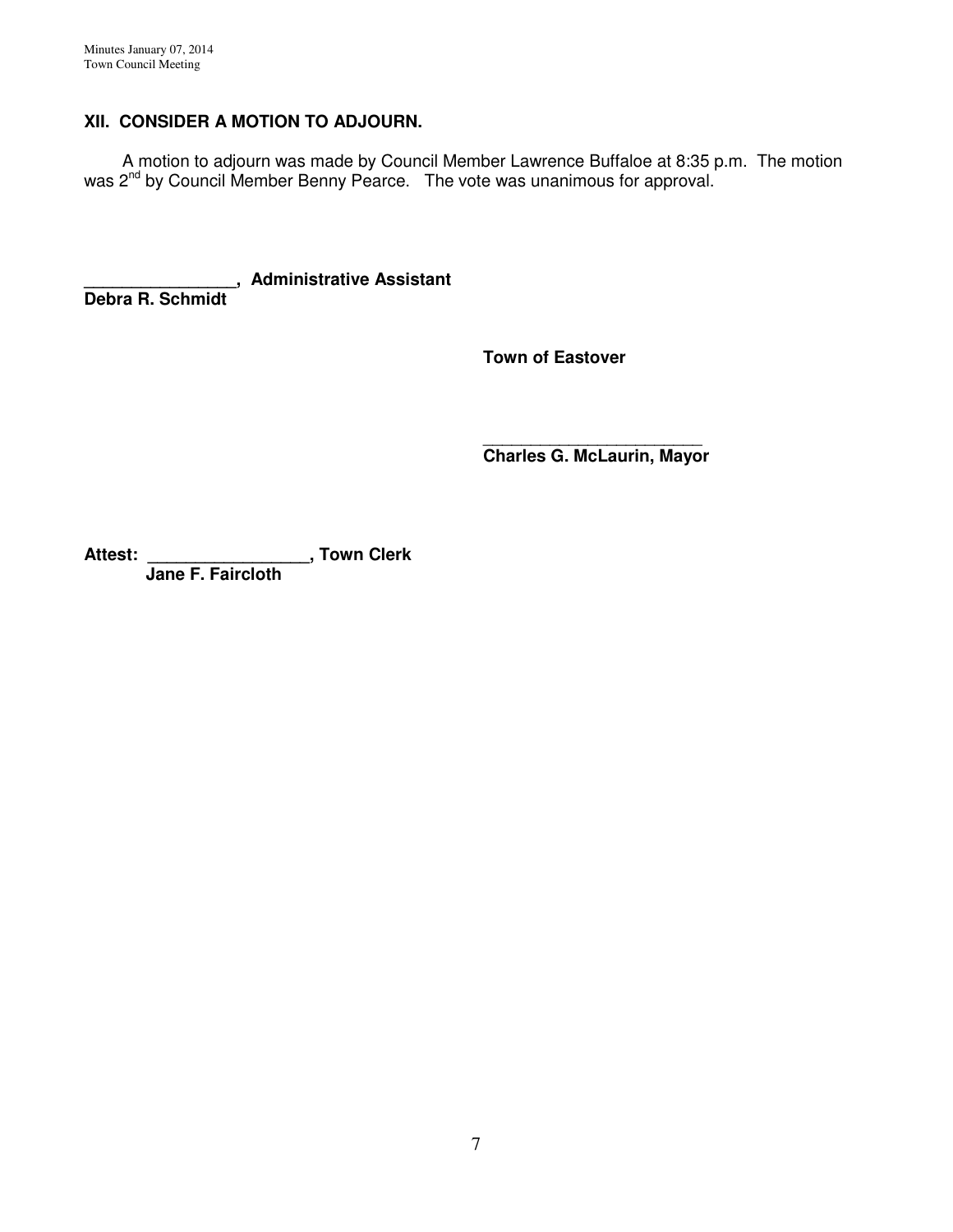## XII. CONSIDER A MOTION TO ADJOURN.

A motion to adjourn was made by Council Member Lawrence Buffaloe at 8:35 p.m. The motion was 2nd by Council Member Benny Pearce. The vote was unanimous for approval.

**________________, Administrative Assistant**
**Debra R. Schmidt**

**Town of Eastover**

**________________________**
**Charles G. McLaurin, Mayor**

**Attest: ________________, Town Clerk**
**Jane F. Faircloth**